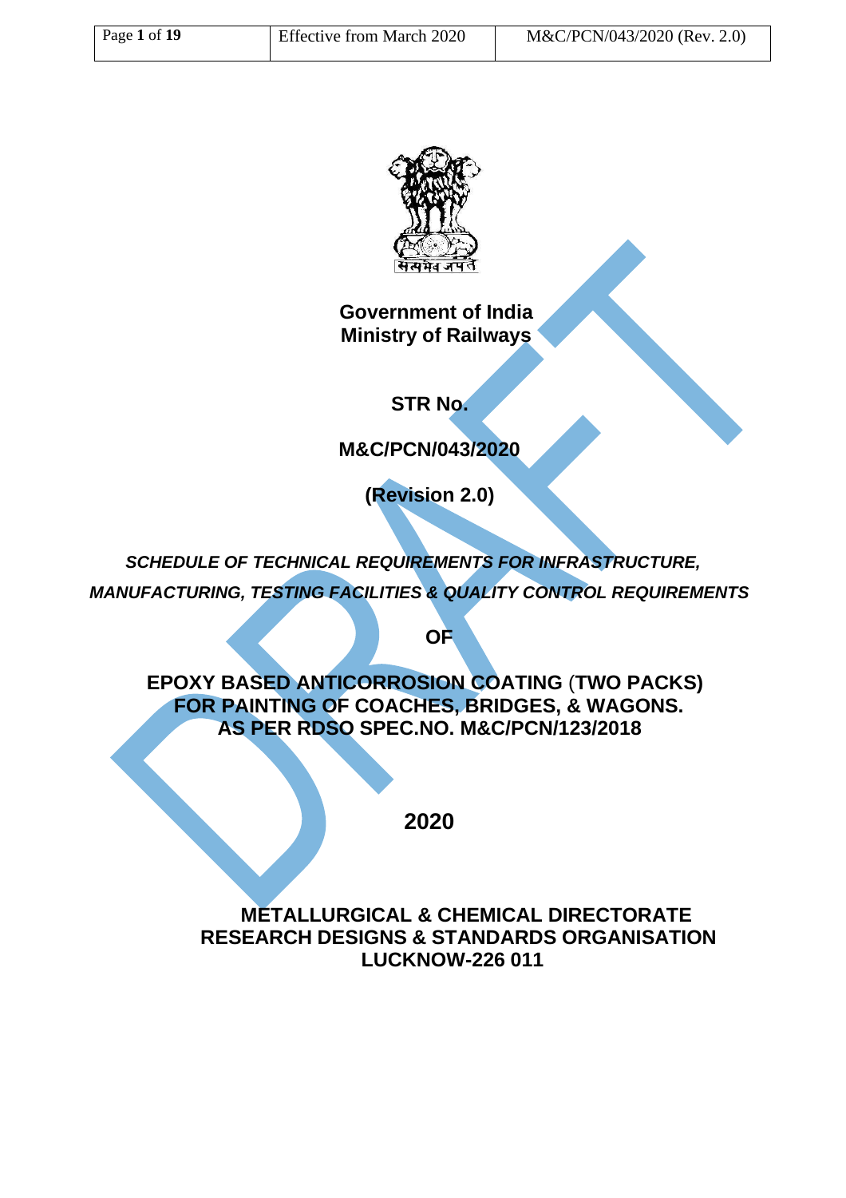**Government of India**
**Ministry of Railways**

**STR No.**

**M&C/PCN/043/2020**

**(Revision 2.0)**

***SCHEDULE OF TECHNICAL REQUIREMENTS FOR INFRASTRUCTURE, MANUFACTURING, TESTING FACILITIES & QUALITY CONTROL REQUIREMENTS***

**OF**

# EPOXY BASED ANTICORROSION COATING (TWO PACKS) FOR PAINTING OF COACHES, BRIDGES, & WAGONS. AS PER RDSO SPEC.NO. M&C/PCN/123/2018

**2020**

**METALLURGICAL & CHEMICAL DIRECTORATE**
**RESEARCH DESIGNS & STANDARDS ORGANISATION**
**LUCKNOW-226 011**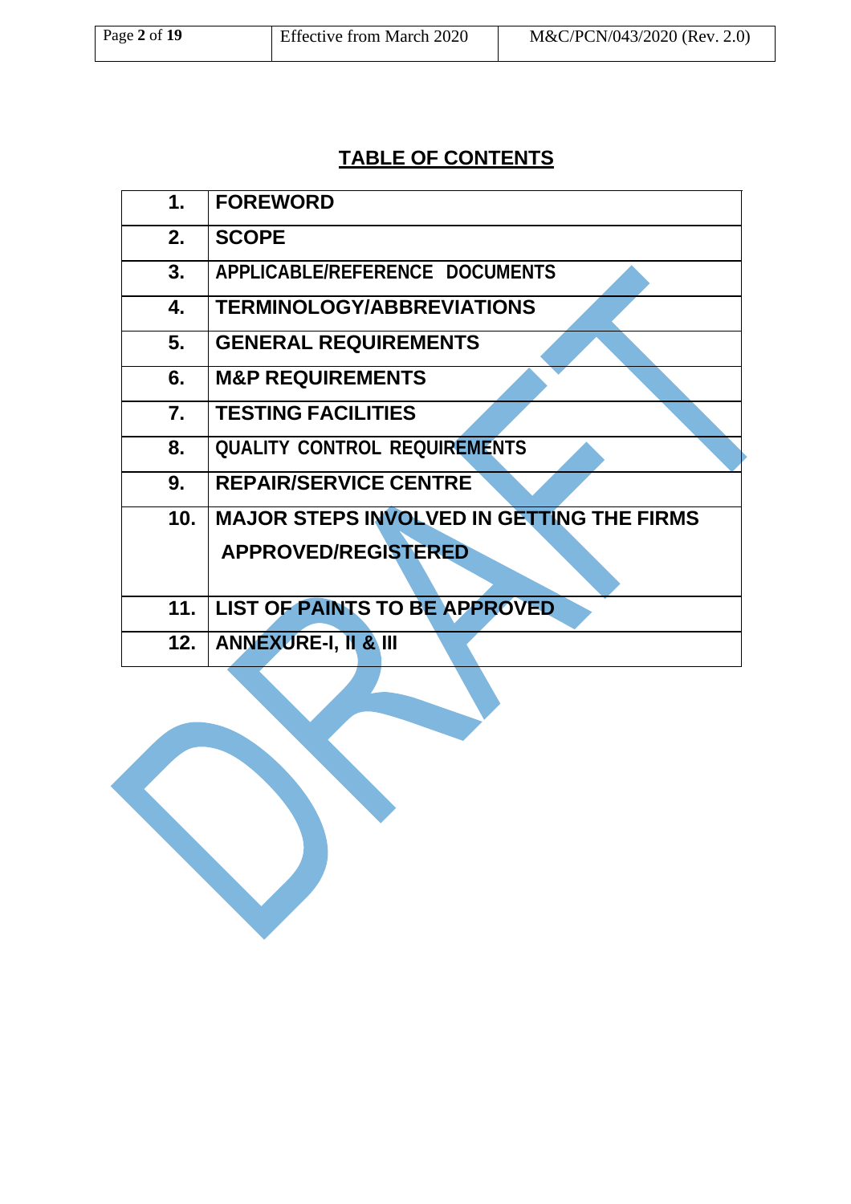## TABLE OF CONTENTS

| | |
|---|---|
| 1. | FOREWORD |
| 2. | SCOPE |
| 3. | APPLICABLE/REFERENCE DOCUMENTS |
| 4. | TERMINOLOGY/ABBREVIATIONS |
| 5. | GENERAL REQUIREMENTS |
| 6. | M&P REQUIREMENTS |
| 7. | TESTING FACILITIES |
| 8. | QUALITY CONTROL REQUIREMENTS |
| 9. | REPAIR/SERVICE CENTRE |
| 10. | MAJOR STEPS INVOLVED IN GETTING THE FIRMS APPROVED/REGISTERED |
| 11. | LIST OF PAINTS TO BE APPROVED |
| 12. | ANNEXURE-I, II & III |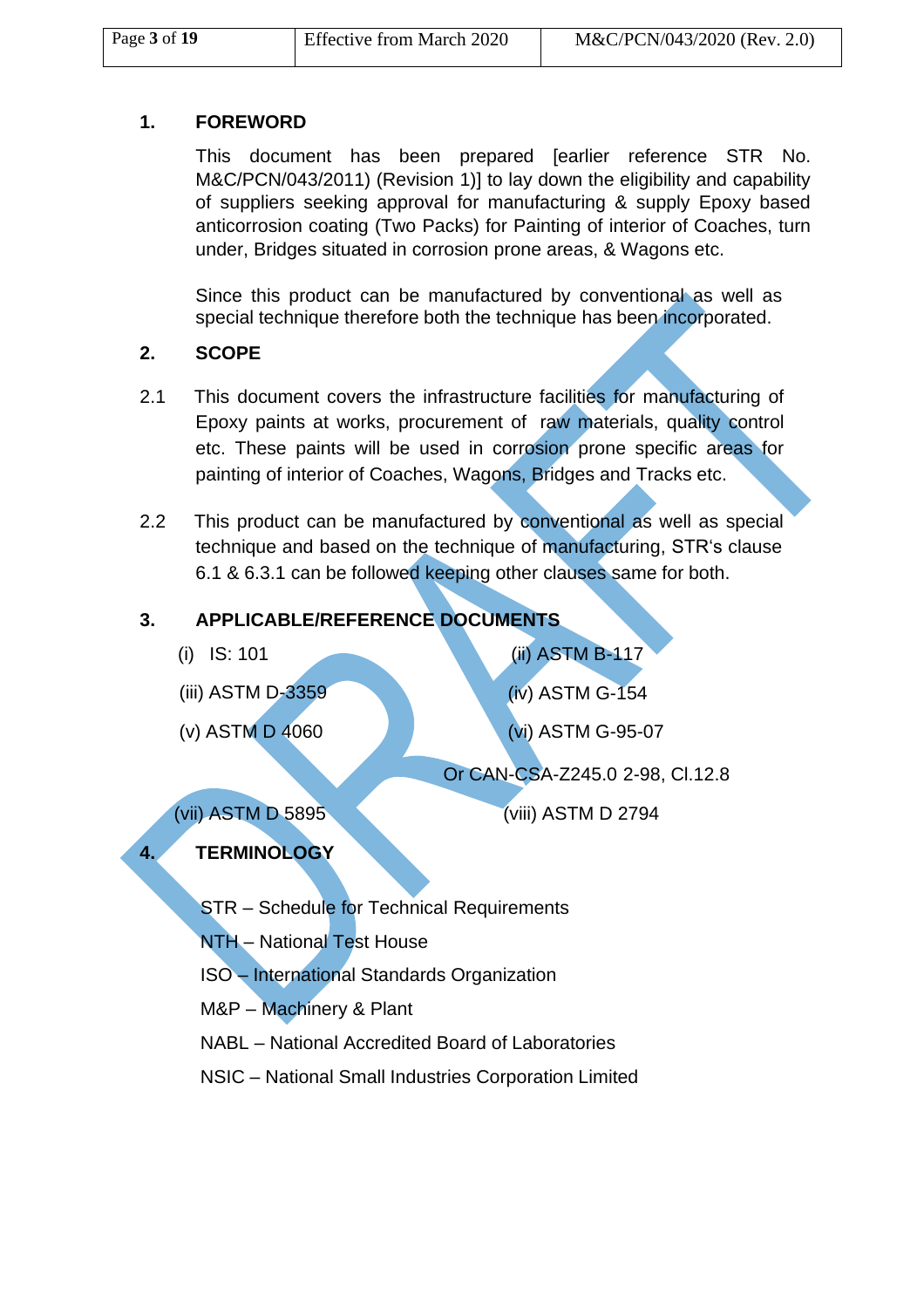## 1. FOREWORD

This document has been prepared [earlier reference STR No. M&C/PCN/043/2011) (Revision 1)] to lay down the eligibility and capability of suppliers seeking approval for manufacturing & supply Epoxy based anticorrosion coating (Two Packs) for Painting of interior of Coaches, turn under, Bridges situated in corrosion prone areas, & Wagons etc.

Since this product can be manufactured by conventional as well as special technique therefore both the technique has been incorporated.

## 2. SCOPE

2.1 This document covers the infrastructure facilities for manufacturing of Epoxy paints at works, procurement of raw materials, quality control etc. These paints will be used in corrosion prone specific areas for painting of interior of Coaches, Wagons, Bridges and Tracks etc.

2.2 This product can be manufactured by conventional as well as special technique and based on the technique of manufacturing, STR's clause 6.1 & 6.3.1 can be followed keeping other clauses same for both.

## 3. APPLICABLE/REFERENCE DOCUMENTS

(i) IS: 101

(ii) ASTM B-117

(iii) ASTM D-3359

(iv) ASTM G-154

(v) ASTM D 4060

(vi) ASTM G-95-07 Or CAN-CSA-Z245.0 2-98, Cl.12.8

(vii) ASTM D 5895

(viii) ASTM D 2794

## 4. TERMINOLOGY

STR – Schedule for Technical Requirements

NTH – National Test House

ISO – International Standards Organization

M&P – Machinery & Plant

NABL – National Accredited Board of Laboratories

NSIC – National Small Industries Corporation Limited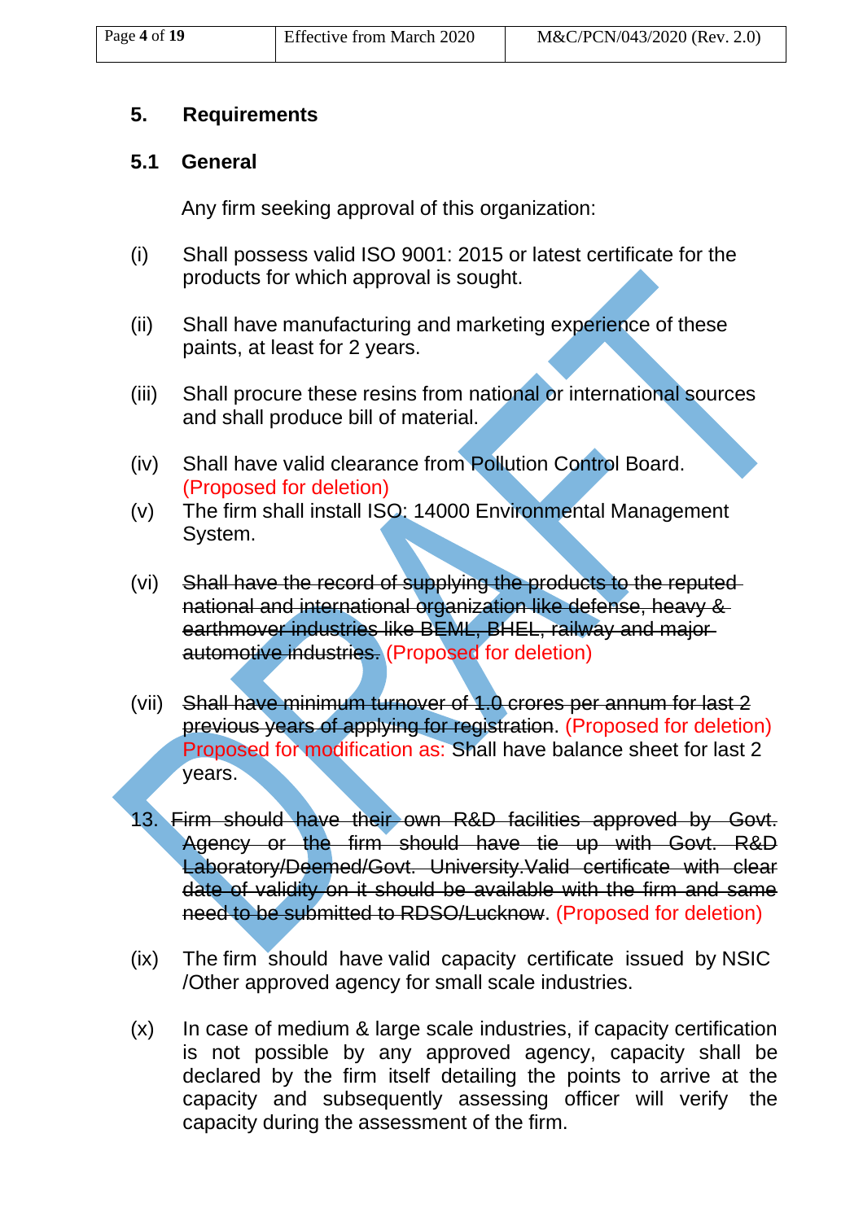## 5. Requirements

### 5.1 General

Any firm seeking approval of this organization:

(i) Shall possess valid ISO 9001: 2015 or latest certificate for the products for which approval is sought.

(ii) Shall have manufacturing and marketing experience of these paints, at least for 2 years.

(iii) Shall procure these resins from national or international sources and shall produce bill of material.

(iv) Shall have valid clearance from Pollution Control Board. (Proposed for deletion)

(v) The firm shall install ISO: 14000 Environmental Management System.

(vi) ~~Shall have the record of supplying the products to the reputed national and international organization like defense, heavy & earthmover industries like BEML, BHEL, railway and major automotive industries.~~ (Proposed for deletion)

(vii) ~~Shall have minimum turnover of 1.0 crores per annum for last 2 previous years of applying for registration.~~ (Proposed for deletion) Proposed for modification as: Shall have balance sheet for last 2 years.

13. ~~Firm should have their own R&D facilities approved by Govt. Agency or the firm should have tie up with Govt. R&D Laboratory/Deemed/Govt. University.Valid certificate with clear date of validity on it should be available with the firm and same need to be submitted to RDSO/Lucknow.~~ (Proposed for deletion)

(ix) The firm should have valid capacity certificate issued by NSIC /Other approved agency for small scale industries.

(x) In case of medium & large scale industries, if capacity certification is not possible by any approved agency, capacity shall be declared by the firm itself detailing the points to arrive at the capacity and subsequently assessing officer will verify the capacity during the assessment of the firm.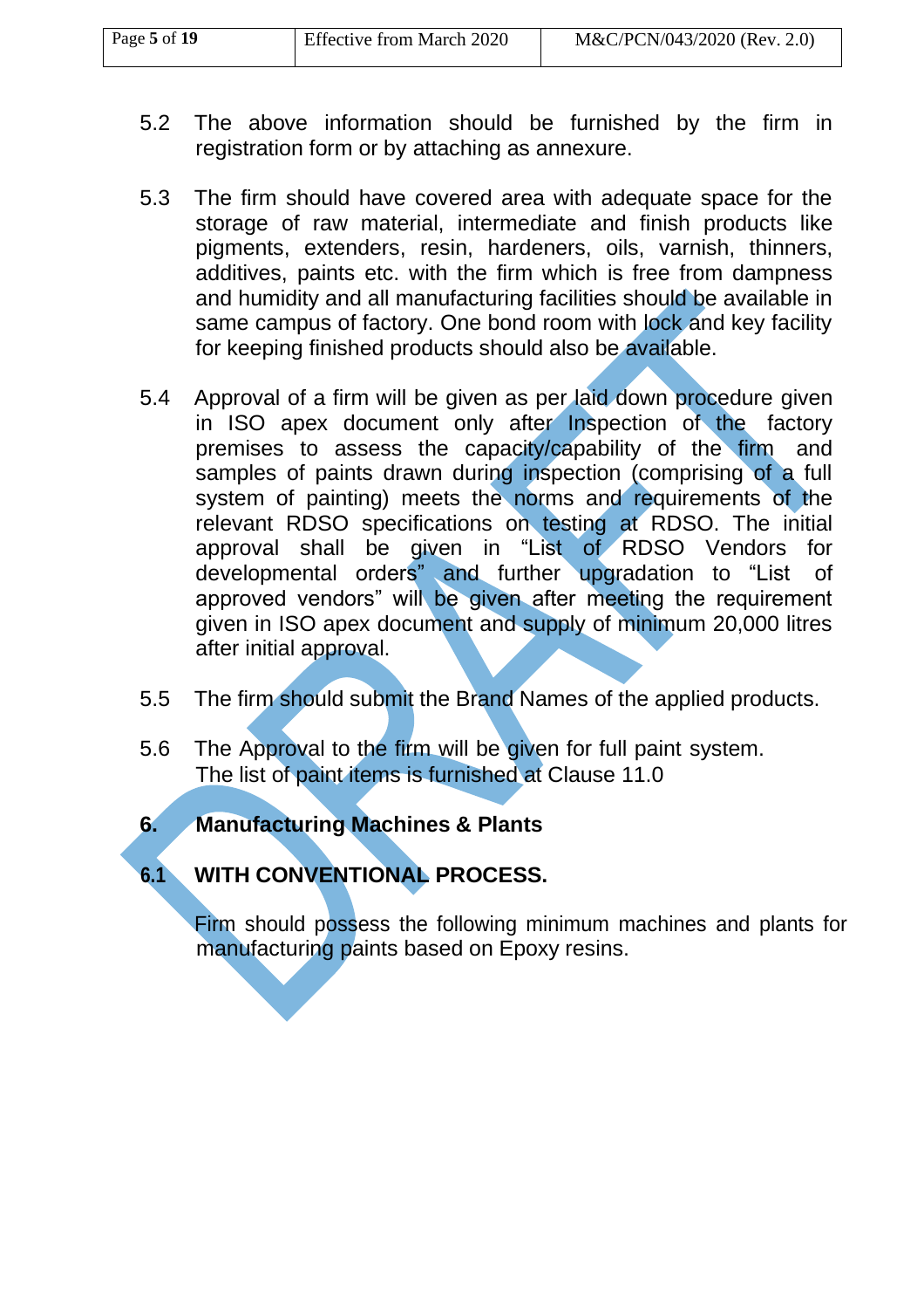5.2 The above information should be furnished by the firm in registration form or by attaching as annexure.

5.3 The firm should have covered area with adequate space for the storage of raw material, intermediate and finish products like pigments, extenders, resin, hardeners, oils, varnish, thinners, additives, paints etc. with the firm which is free from dampness and humidity and all manufacturing facilities should be available in same campus of factory. One bond room with lock and key facility for keeping finished products should also be available.

5.4 Approval of a firm will be given as per laid down procedure given in ISO apex document only after Inspection of the factory premises to assess the capacity/capability of the firm and samples of paints drawn during inspection (comprising of a full system of painting) meets the norms and requirements of the relevant RDSO specifications on testing at RDSO. The initial approval shall be given in "List of RDSO Vendors for developmental orders" and further upgradation to "List of approved vendors" will be given after meeting the requirement given in ISO apex document and supply of minimum 20,000 litres after initial approval.

5.5 The firm should submit the Brand Names of the applied products.

5.6 The Approval to the firm will be given for full paint system. The list of paint items is furnished at Clause 11.0

## 6. Manufacturing Machines & Plants

### 6.1 WITH CONVENTIONAL PROCESS.

Firm should possess the following minimum machines and plants for manufacturing paints based on Epoxy resins.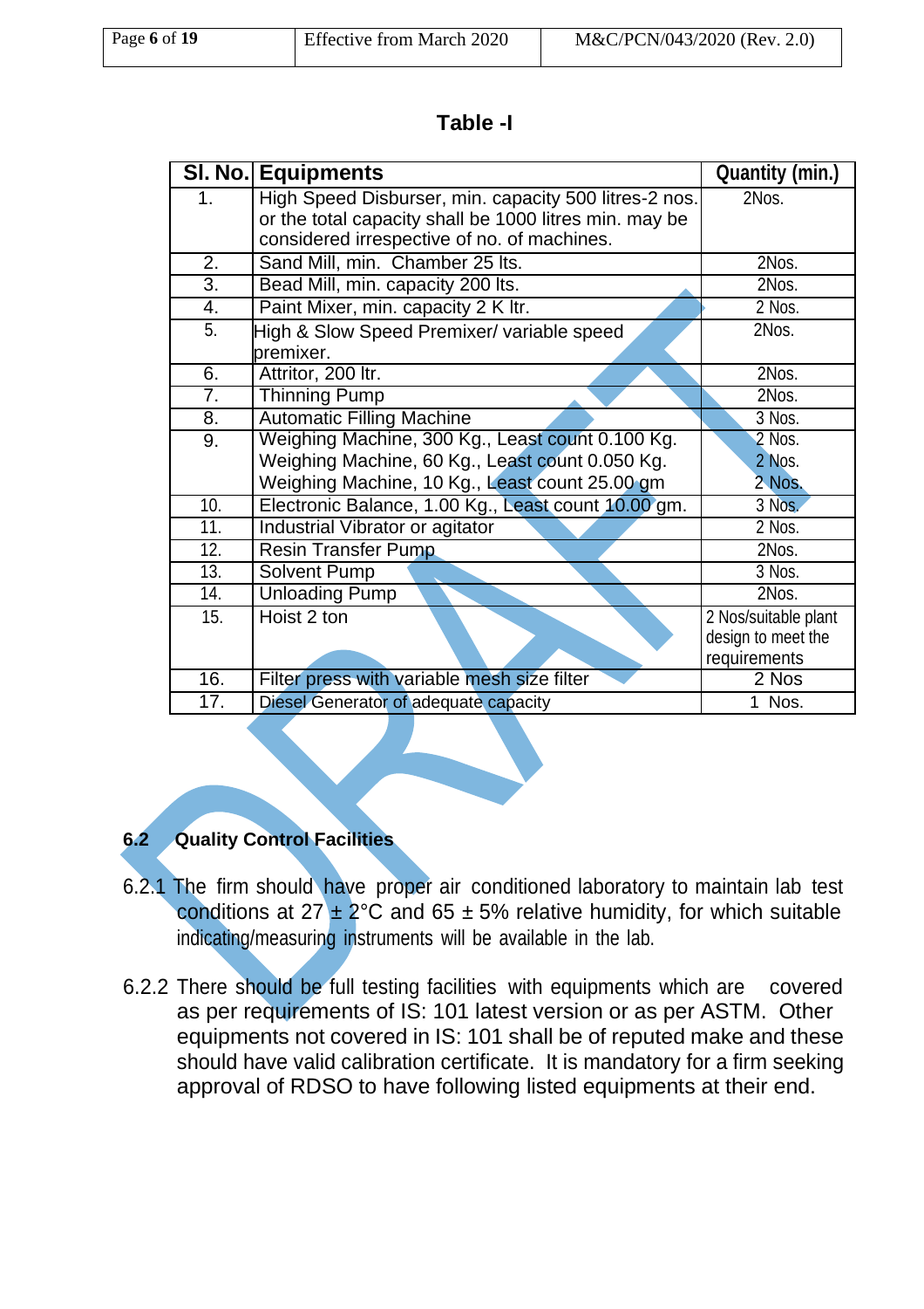**Table -I**

| Sl. No. | Equipments | Quantity (min.) |
|---|---|---|
| 1. | High Speed Disburser, min. capacity 500 litres-2 nos. or the total capacity shall be 1000 litres min. may be considered irrespective of no. of machines. | 2Nos. |
| 2. | Sand Mill, min. Chamber 25 lts. | 2Nos. |
| 3. | Bead Mill, min. capacity 200 lts. | 2Nos. |
| 4. | Paint Mixer, min. capacity 2 K ltr. | 2 Nos. |
| 5. | High & Slow Speed Premixer/ variable speed premixer. | 2Nos. |
| 6. | Attritor, 200 ltr. | 2Nos. |
| 7. | Thinning Pump | 2Nos. |
| 8. | Automatic Filling Machine | 3 Nos. |
| 9. | Weighing Machine, 300 Kg., Least count 0.100 Kg.<br>Weighing Machine, 60 Kg., Least count 0.050 Kg.<br>Weighing Machine, 10 Kg., Least count 25.00 gm | 2 Nos.<br>2 Nos.<br>2 Nos. |
| 10. | Electronic Balance, 1.00 Kg., Least count 10.00 gm. | 3 Nos. |
| 11. | Industrial Vibrator or agitator | 2 Nos. |
| 12. | Resin Transfer Pump | 2Nos. |
| 13. | Solvent Pump | 3 Nos. |
| 14. | Unloading Pump | 2Nos. |
| 15. | Hoist 2 ton | 2 Nos/suitable plant design to meet the requirements |
| 16. | Filter press with variable mesh size filter | 2 Nos |
| 17. | Diesel Generator of adequate capacity | 1 Nos. |

## 6.2 Quality Control Facilities

6.2.1 The firm should have proper air conditioned laboratory to maintain lab test conditions at 27 ± 2°C and 65 ± 5% relative humidity, for which suitable indicating/measuring instruments will be available in the lab.

6.2.2 There should be full testing facilities with equipments which are covered as per requirements of IS: 101 latest version or as per ASTM. Other equipments not covered in IS: 101 shall be of reputed make and these should have valid calibration certificate. It is mandatory for a firm seeking approval of RDSO to have following listed equipments at their end.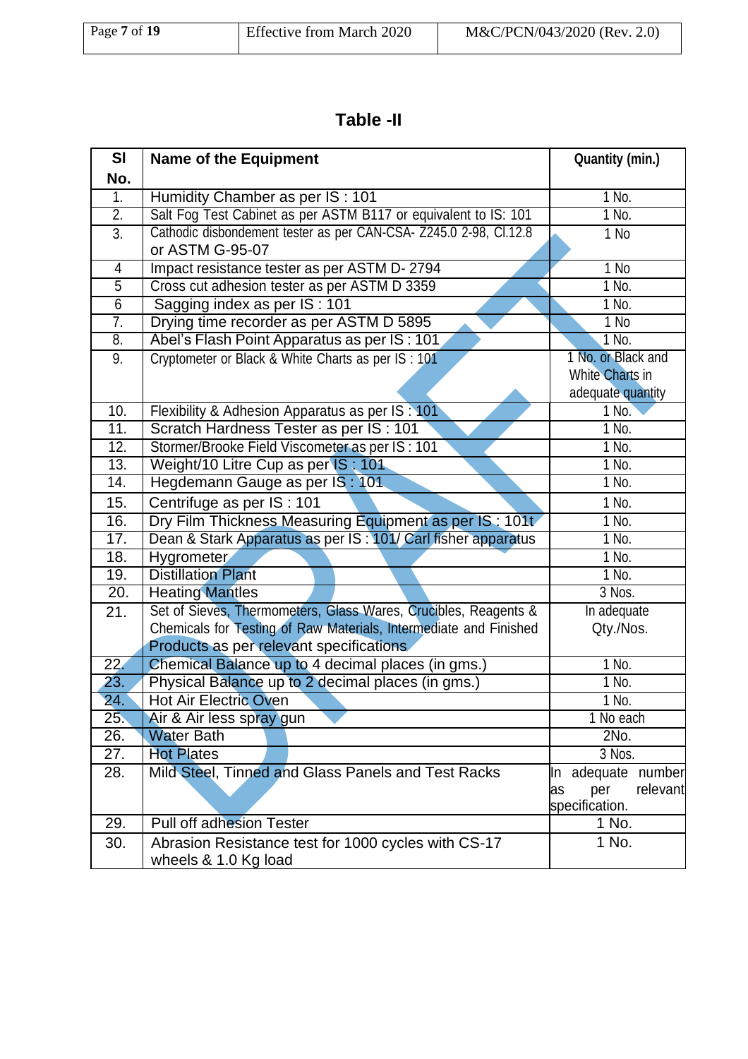# Table -II

| Sl No. | Name of the Equipment | Quantity (min.) |
|---|---|---|
| 1. | Humidity Chamber as per IS : 101 | 1 No. |
| 2. | Salt Fog Test Cabinet as per ASTM B117 or equivalent to IS: 101 | 1 No. |
| 3. | Cathodic disbondement tester as per CAN-CSA- Z245.0 2-98, Cl.12.8 or ASTM G-95-07 | 1 No |
| 4 | Impact resistance tester as per ASTM D- 2794 | 1 No |
| 5 | Cross cut adhesion tester as per ASTM D 3359 | 1 No. |
| 6 | Sagging index as per IS : 101 | 1 No. |
| 7. | Drying time recorder as per ASTM D 5895 | 1 No |
| 8. | Abel's Flash Point Apparatus as per IS : 101 | 1 No. |
| 9. | Cryptometer or Black & White Charts as per IS : 101 | 1 No. or Black and White Charts in adequate quantity |
| 10. | Flexibility & Adhesion Apparatus as per IS : 101 | 1 No. |
| 11. | Scratch Hardness Tester as per IS : 101 | 1 No. |
| 12. | Stormer/Brooke Field Viscometer as per IS : 101 | 1 No. |
| 13. | Weight/10 Litre Cup as per IS : 101 | 1 No. |
| 14. | Hegdemann Gauge as per IS : 101 | 1 No. |
| 15. | Centrifuge as per IS : 101 | 1 No. |
| 16. | Dry Film Thickness Measuring Equipment as per IS : 101t | 1 No. |
| 17. | Dean & Stark Apparatus as per IS : 101/ Carl fisher apparatus | 1 No. |
| 18. | Hygrometer | 1 No. |
| 19. | Distillation Plant | 1 No. |
| 20. | Heating Mantles | 3 Nos. |
| 21. | Set of Sieves, Thermometers, Glass Wares, Crucibles, Reagents & Chemicals for Testing of Raw Materials, Intermediate and Finished Products as per relevant specifications | In adequate Qty./Nos. |
| 22. | Chemical Balance up to 4 decimal places (in gms.) | 1 No. |
| 23. | Physical Balance up to 2 decimal places (in gms.) | 1 No. |
| 24. | Hot Air Electric Oven | 1 No. |
| 25. | Air & Air less spray gun | 1 No each |
| 26. | Water Bath | 2No. |
| 27. | Hot Plates | 3 Nos. |
| 28. | Mild Steel, Tinned and Glass Panels and Test Racks | In adequate number as per relevant specification. |
| 29. | Pull off adhesion Tester | 1 No. |
| 30. | Abrasion Resistance test for 1000 cycles with CS-17 wheels & 1.0 Kg load | 1 No. |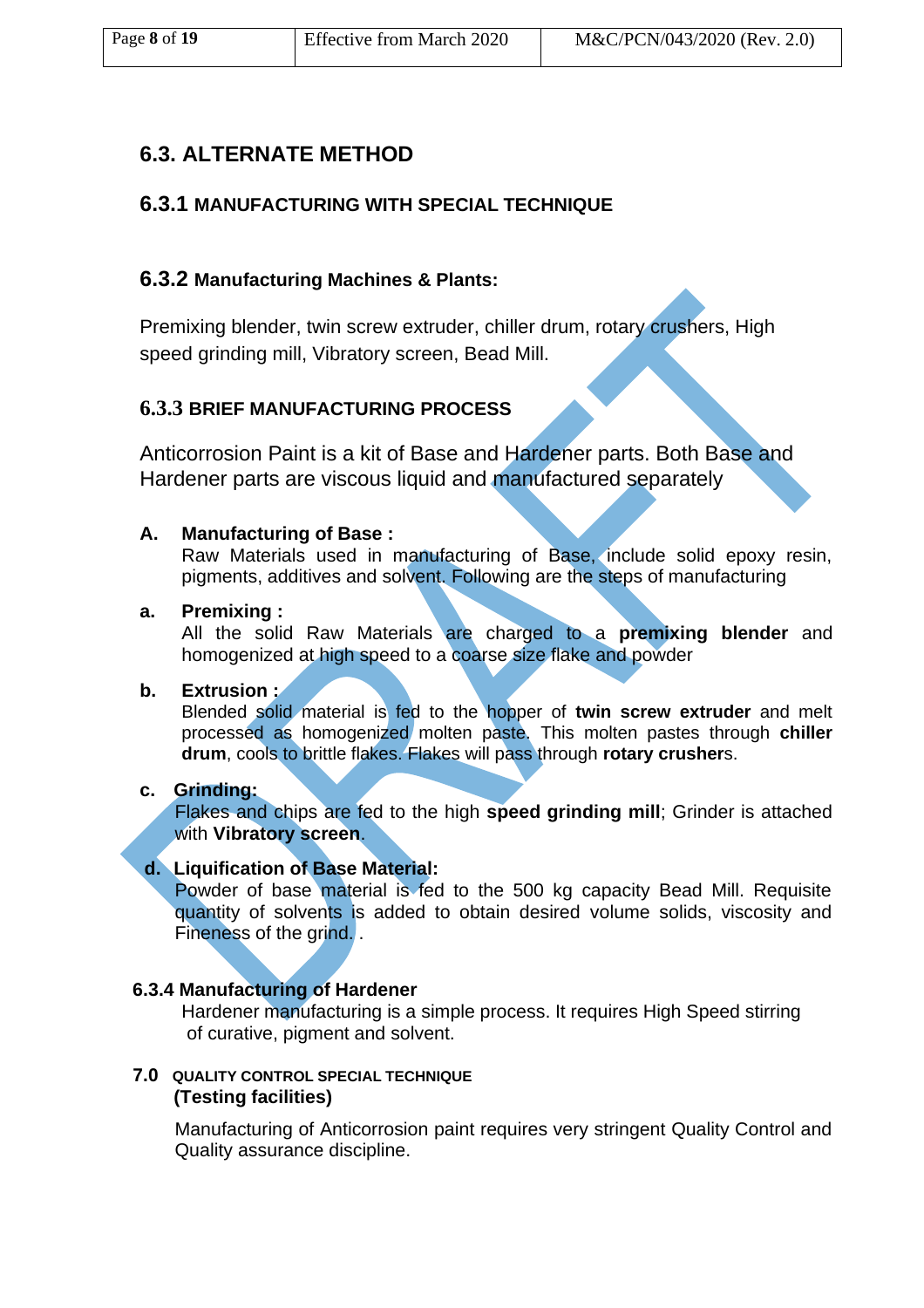## 6.3. ALTERNATE METHOD

### 6.3.1 MANUFACTURING WITH SPECIAL TECHNIQUE

### 6.3.2 Manufacturing Machines & Plants:

Premixing blender, twin screw extruder, chiller drum, rotary crushers, High speed grinding mill, Vibratory screen, Bead Mill.

### 6.3.3 BRIEF MANUFACTURING PROCESS

Anticorrosion Paint is a kit of Base and Hardener parts. Both Base and Hardener parts are viscous liquid and manufactured separately

**A. Manufacturing of Base :**
Raw Materials used in manufacturing of Base, include solid epoxy resin, pigments, additives and solvent. Following are the steps of manufacturing

**a. Premixing :**
All the solid Raw Materials are charged to a **premixing blender** and homogenized at high speed to a coarse size flake and powder

**b. Extrusion :**
Blended solid material is fed to the hopper of **twin screw extruder** and melt processed as homogenized molten paste. This molten pastes through **chiller drum**, cools to brittle flakes. Flakes will pass through **rotary crusher**s.

**c. Grinding:**
Flakes and chips are fed to the high **speed grinding mill**; Grinder is attached with **Vibratory screen**.

**d. Liquification of Base Material:**
Powder of base material is fed to the 500 kg capacity Bead Mill. Requisite quantity of solvents is added to obtain desired volume solids, viscosity and Fineness of the grind. .

### 6.3.4 Manufacturing of Hardener

Hardener manufacturing is a simple process. It requires High Speed stirring of curative, pigment and solvent.

## 7.0 QUALITY CONTROL SPECIAL TECHNIQUE (Testing facilities)

Manufacturing of Anticorrosion paint requires very stringent Quality Control and Quality assurance discipline.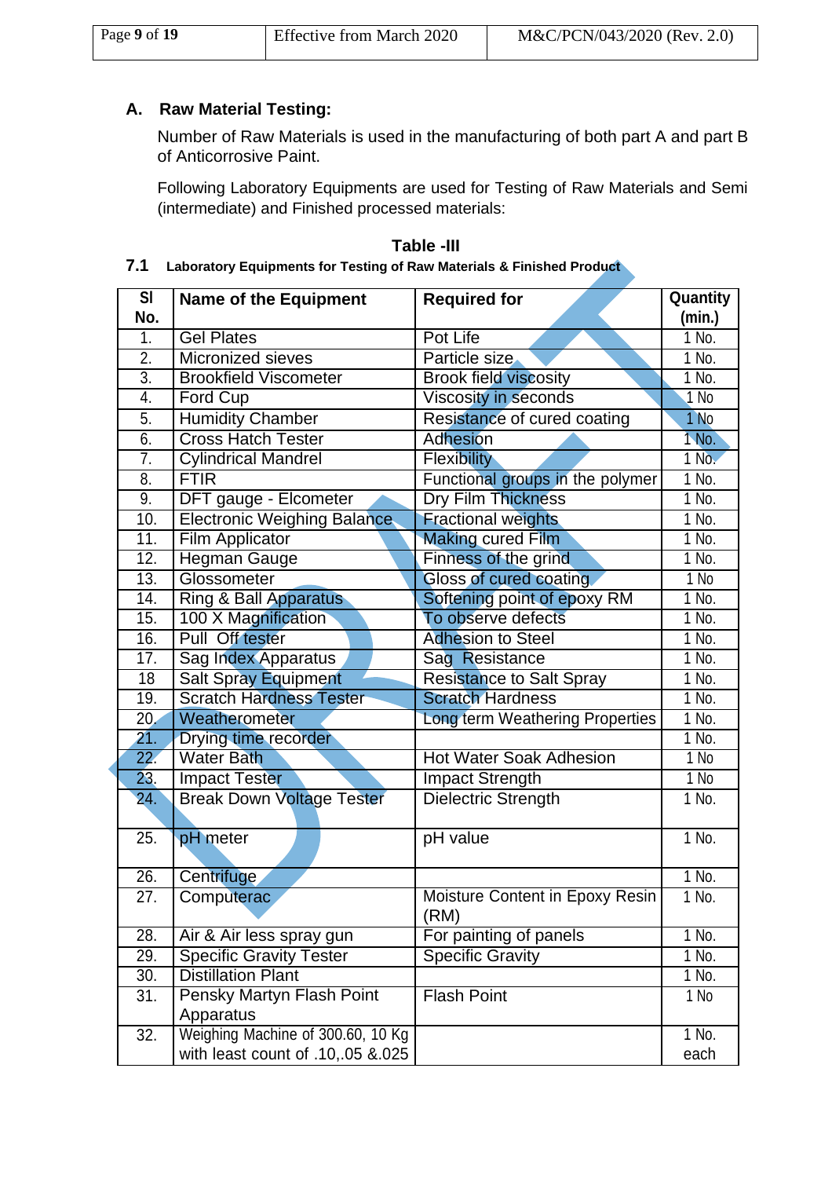## A. Raw Material Testing:

Number of Raw Materials is used in the manufacturing of both part A and part B of Anticorrosive Paint.

Following Laboratory Equipments are used for Testing of Raw Materials and Semi (intermediate) and Finished processed materials:

**Table -III**

**7.1 Laboratory Equipments for Testing of Raw Materials & Finished Product**

| Sl No. | Name of the Equipment | Required for | Quantity (min.) |
|---|---|---|---|
| 1. | Gel Plates | Pot Life | 1 No. |
| 2. | Micronized sieves | Particle size | 1 No. |
| 3. | Brookfield Viscometer | Brook field viscosity | 1 No. |
| 4. | Ford Cup | Viscosity in seconds | 1 No |
| 5. | Humidity Chamber | Resistance of cured coating | 1 No |
| 6. | Cross Hatch Tester | Adhesion | 1 No. |
| 7. | Cylindrical Mandrel | Flexibility | 1 No. |
| 8. | FTIR | Functional groups in the polymer | 1 No. |
| 9. | DFT gauge - Elcometer | Dry Film Thickness | 1 No. |
| 10. | Electronic Weighing Balance | Fractional weights | 1 No. |
| 11. | Film Applicator | Making cured Film | 1 No. |
| 12. | Hegman Gauge | Finness of the grind | 1 No. |
| 13. | Glossometer | Gloss of cured coating | 1 No |
| 14. | Ring & Ball Apparatus | Softening point of epoxy RM | 1 No. |
| 15. | 100 X Magnification | To observe defects | 1 No. |
| 16. | Pull Off tester | Adhesion to Steel | 1 No. |
| 17. | Sag Index Apparatus | Sag Resistance | 1 No. |
| 18 | Salt Spray Equipment | Resistance to Salt Spray | 1 No. |
| 19. | Scratch Hardness Tester | Scratch Hardness | 1 No. |
| 20. | Weatherometer | Long term Weathering Properties | 1 No. |
| 21. | Drying time recorder | | 1 No. |
| 22. | Water Bath | Hot Water Soak Adhesion | 1 No |
| 23. | Impact Tester | Impact Strength | 1 No |
| 24. | Break Down Voltage Tester | Dielectric Strength | 1 No. |
| 25. | pH meter | pH value | 1 No. |
| 26. | Centrifuge | | 1 No. |
| 27. | Computerac | Moisture Content in Epoxy Resin (RM) | 1 No. |
| 28. | Air & Air less spray gun | For painting of panels | 1 No. |
| 29. | Specific Gravity Tester | Specific Gravity | 1 No. |
| 30. | Distillation Plant | | 1 No. |
| 31. | Pensky Martyn Flash Point Apparatus | Flash Point | 1 No |
| 32. | Weighing Machine of 300.60, 10 Kg with least count of .10,.05 &.025 | | 1 No. each |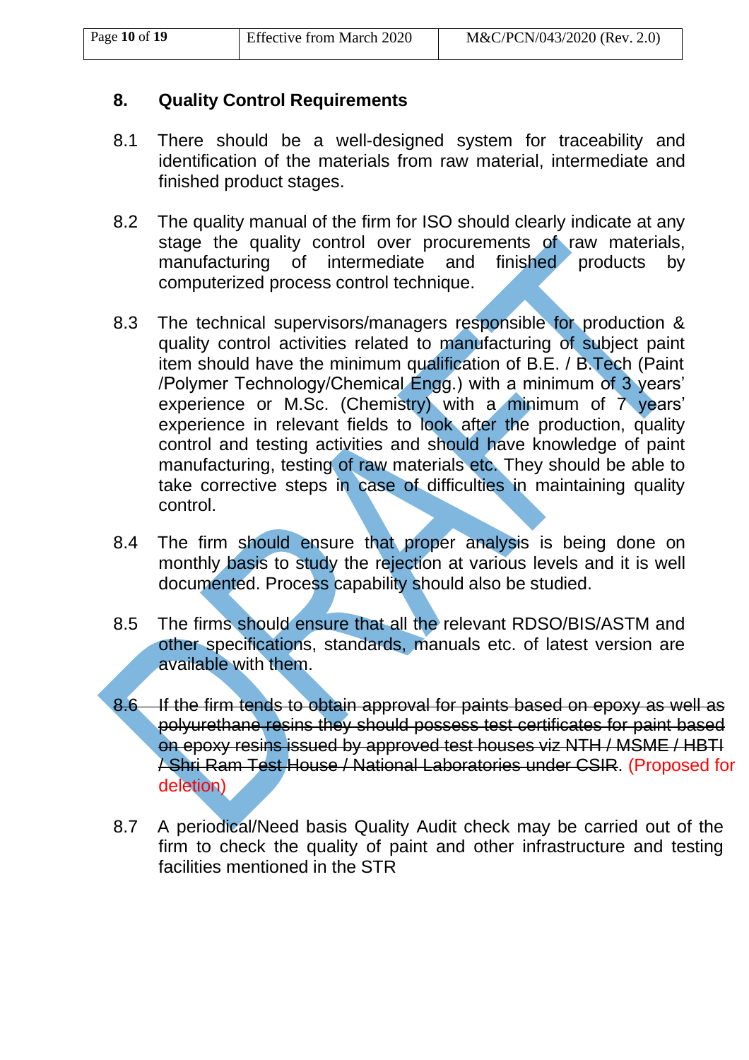## 8. Quality Control Requirements

8.1 There should be a well-designed system for traceability and identification of the materials from raw material, intermediate and finished product stages.

8.2 The quality manual of the firm for ISO should clearly indicate at any stage the quality control over procurements of raw materials, manufacturing of intermediate and finished products by computerized process control technique.

8.3 The technical supervisors/managers responsible for production & quality control activities related to manufacturing of subject paint item should have the minimum qualification of B.E. / B.Tech (Paint /Polymer Technology/Chemical Engg.) with a minimum of 3 years' experience or M.Sc. (Chemistry) with a minimum of 7 years' experience in relevant fields to look after the production, quality control and testing activities and should have knowledge of paint manufacturing, testing of raw materials etc. They should be able to take corrective steps in case of difficulties in maintaining quality control.

8.4 The firm should ensure that proper analysis is being done on monthly basis to study the rejection at various levels and it is well documented. Process capability should also be studied.

8.5 The firms should ensure that all the relevant RDSO/BIS/ASTM and other specifications, standards, manuals etc. of latest version are available with them.

~~8.6 If the firm tends to obtain approval for paints based on epoxy as well as polyurethane resins they should possess test certificates for paint based on epoxy resins issued by approved test houses viz NTH / MSME / HBTI / Shri Ram Test House / National Laboratories under CSIR~~. (Proposed for deletion)

8.7 A periodical/Need basis Quality Audit check may be carried out of the firm to check the quality of paint and other infrastructure and testing facilities mentioned in the STR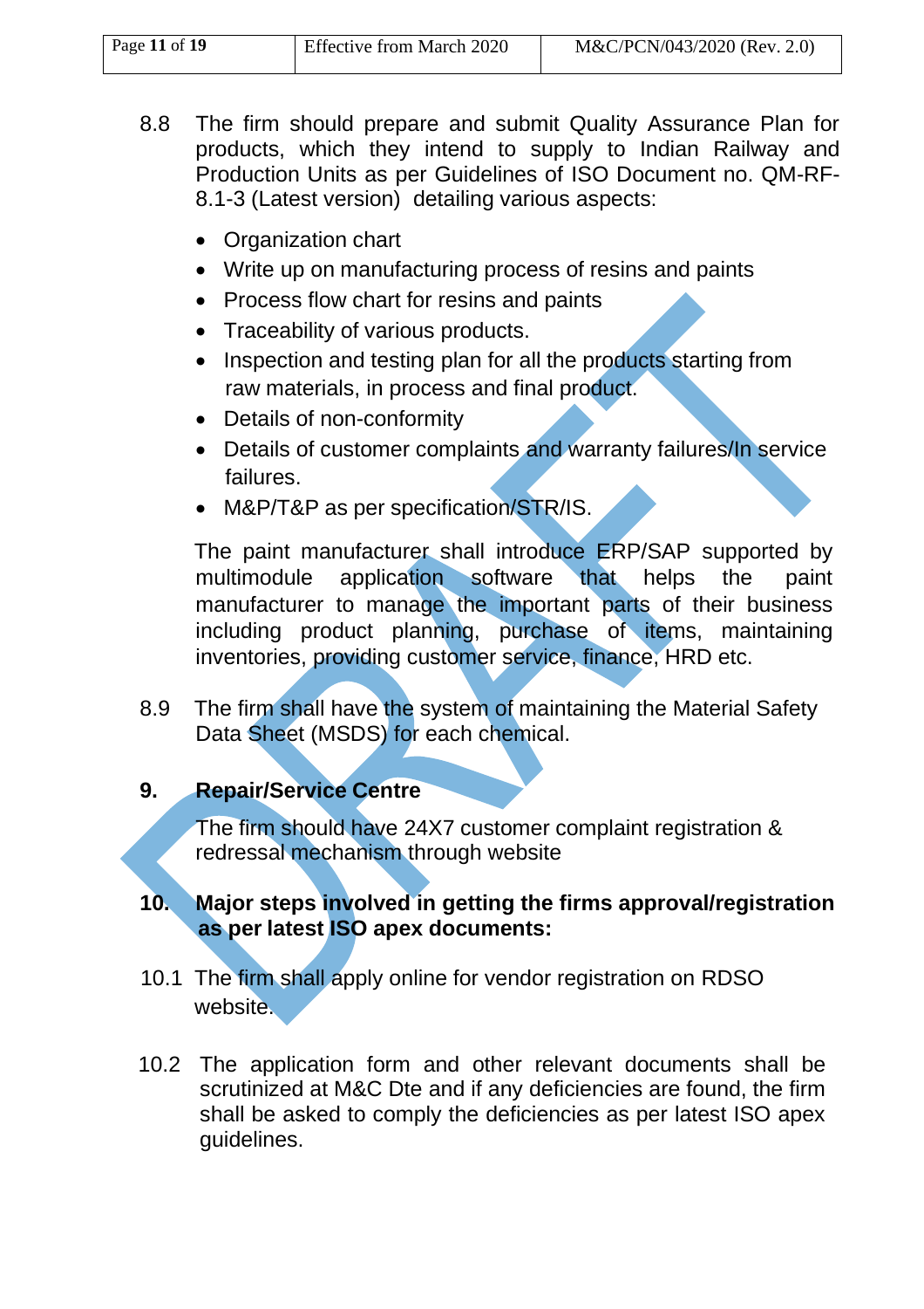8.8 The firm should prepare and submit Quality Assurance Plan for products, which they intend to supply to Indian Railway and Production Units as per Guidelines of ISO Document no. QM-RF-8.1-3 (Latest version) detailing various aspects:

- Organization chart
- Write up on manufacturing process of resins and paints
- Process flow chart for resins and paints
- Traceability of various products.
- Inspection and testing plan for all the products starting from raw materials, in process and final product.
- Details of non-conformity
- Details of customer complaints and warranty failures/In service failures.
- M&P/T&P as per specification/STR/IS.

The paint manufacturer shall introduce ERP/SAP supported by multimodule application software that helps the paint manufacturer to manage the important parts of their business including product planning, purchase of items, maintaining inventories, providing customer service, finance, HRD etc.

8.9 The firm shall have the system of maintaining the Material Safety Data Sheet (MSDS) for each chemical.

**9. Repair/Service Centre**

The firm should have 24X7 customer complaint registration & redressal mechanism through website

**10. Major steps involved in getting the firms approval/registration as per latest ISO apex documents:**

10.1 The firm shall apply online for vendor registration on RDSO website.

10.2 The application form and other relevant documents shall be scrutinized at M&C Dte and if any deficiencies are found, the firm shall be asked to comply the deficiencies as per latest ISO apex guidelines.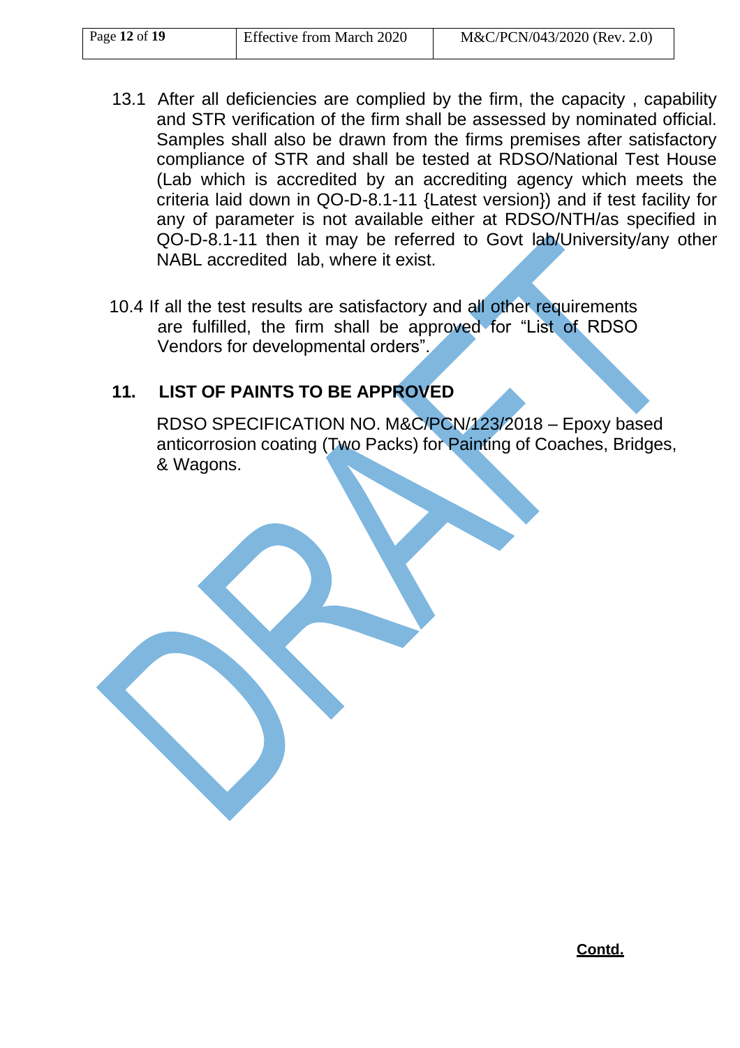13.1 After all deficiencies are complied by the firm, the capacity , capability and STR verification of the firm shall be assessed by nominated official. Samples shall also be drawn from the firms premises after satisfactory compliance of STR and shall be tested at RDSO/National Test House (Lab which is accredited by an accrediting agency which meets the criteria laid down in QO-D-8.1-11 {Latest version}) and if test facility for any of parameter is not available either at RDSO/NTH/as specified in QO-D-8.1-11 then it may be referred to Govt lab/University/any other NABL accredited lab, where it exist.

10.4 If all the test results are satisfactory and all other requirements are fulfilled, the firm shall be approved for "List of RDSO Vendors for developmental orders".

## 11. LIST OF PAINTS TO BE APPROVED

RDSO SPECIFICATION NO. M&C/PCN/123/2018 – Epoxy based anticorrosion coating (Two Packs) for Painting of Coaches, Bridges, & Wagons.

**Contd.**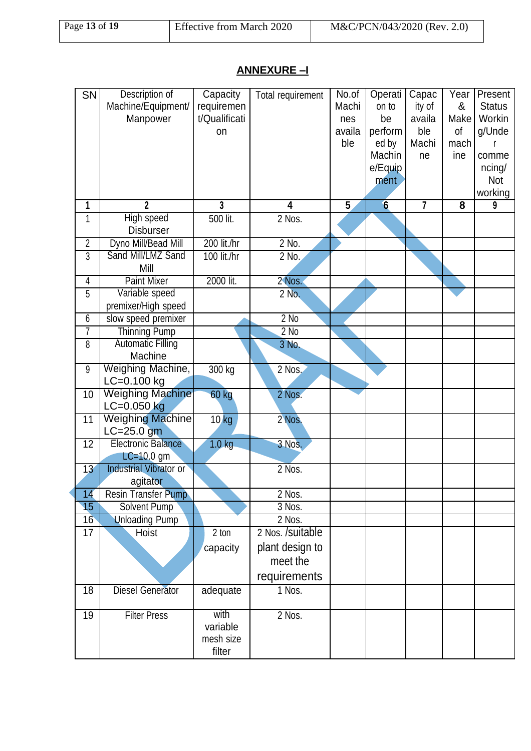## ANNEXURE –I

| SN | Description of Machine/Equipment/ Manpower | Capacity requirement/Qualification | Total requirement | No.of Machines available | Operation to be performed by Machine/Equipment | Capacity of available Machine | Year & Make of machine | Present Status Working/Under commencing/ Not working |
|---|---|---|---|---|---|---|---|---|
| 1 | 2 | 3 | 4 | 5 | 6 | 7 | 8 | 9 |
| 1 | High speed Disburser | 500 lit. | 2 Nos. | | | | | |
| 2 | Dyno Mill/Bead Mill | 200 lit./hr | 2 No. | | | | | |
| 3 | Sand Mill/LMZ Sand Mill | 100 lit./hr | 2 No. | | | | | |
| 4 | Paint Mixer | 2000 lit. | 2 Nos. | | | | | |
| 5 | Variable speed premixer/High speed | | 2 No. | | | | | |
| 6 | slow speed premixer | | 2 No | | | | | |
| 7 | Thinning Pump | | 2 No | | | | | |
| 8 | Automatic Filling Machine | | 3 No. | | | | | |
| 9 | Weighing Machine, LC=0.100 kg | 300 kg | 2 Nos. | | | | | |
| 10 | Weighing Machine LC=0.050 kg | 60 kg | 2 Nos. | | | | | |
| 11 | Weighing Machine LC=25.0 gm | 10 kg | 2 Nos. | | | | | |
| 12 | Electronic Balance LC=10.0 gm | 1.0 kg | 3 Nos. | | | | | |
| 13 | Industrial Vibrator or agitator | | 2 Nos. | | | | | |
| 14 | Resin Transfer Pump | | 2 Nos. | | | | | |
| 15 | Solvent Pump | | 3 Nos. | | | | | |
| 16 | Unloading Pump | | 2 Nos. | | | | | |
| 17 | Hoist | 2 ton capacity | 2 Nos. /suitable plant design to meet the requirements | | | | | |
| 18 | Diesel Generator | adequate | 1 Nos. | | | | | |
| 19 | Filter Press | with variable mesh size filter | 2 Nos. | | | | | |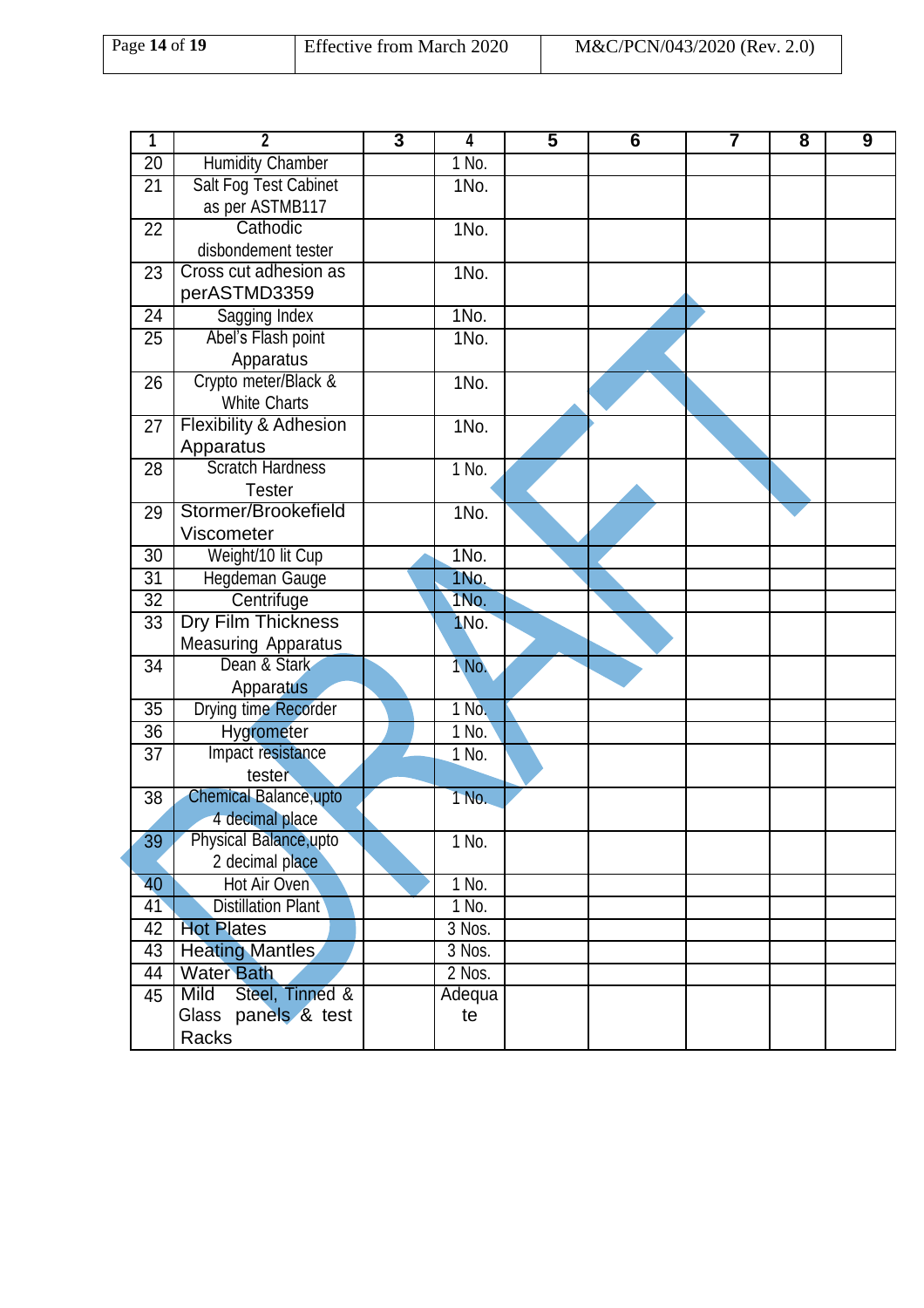| 1 | 2 | 3 | 4 | 5 | 6 | 7 | 8 | 9 |
|---|---|---|---|---|---|---|---|---|
| 20 | Humidity Chamber | | 1 No. | | | | | |
| 21 | Salt Fog Test Cabinet as per ASTMB117 | | 1No. | | | | | |
| 22 | Cathodic disbondement tester | | 1No. | | | | | |
| 23 | Cross cut adhesion as perASTMD3359 | | 1No. | | | | | |
| 24 | Sagging Index | | 1No. | | | | | |
| 25 | Abel's Flash point Apparatus | | 1No. | | | | | |
| 26 | Crypto meter/Black & White Charts | | 1No. | | | | | |
| 27 | Flexibility & Adhesion Apparatus | | 1No. | | | | | |
| 28 | Scratch Hardness Tester | | 1 No. | | | | | |
| 29 | Stormer/Brookefield Viscometer | | 1No. | | | | | |
| 30 | Weight/10 lit Cup | | 1No. | | | | | |
| 31 | Hegdeman Gauge | | 1No. | | | | | |
| 32 | Centrifuge | | 1No. | | | | | |
| 33 | Dry Film Thickness Measuring Apparatus | | 1No. | | | | | |
| 34 | Dean & Stark Apparatus | | 1 No. | | | | | |
| 35 | Drying time Recorder | | 1 No. | | | | | |
| 36 | Hygrometer | | 1 No. | | | | | |
| 37 | Impact resistance tester | | 1 No. | | | | | |
| 38 | Chemical Balance,upto 4 decimal place | | 1 No. | | | | | |
| 39 | Physical Balance,upto 2 decimal place | | 1 No. | | | | | |
| 40 | Hot Air Oven | | 1 No. | | | | | |
| 41 | Distillation Plant | | 1 No. | | | | | |
| 42 | Hot Plates | | 3 Nos. | | | | | |
| 43 | Heating Mantles | | 3 Nos. | | | | | |
| 44 | Water Bath | | 2 Nos. | | | | | |
| 45 | Mild Steel, Tinned & Glass panels & test Racks | | Adequate | | | | | |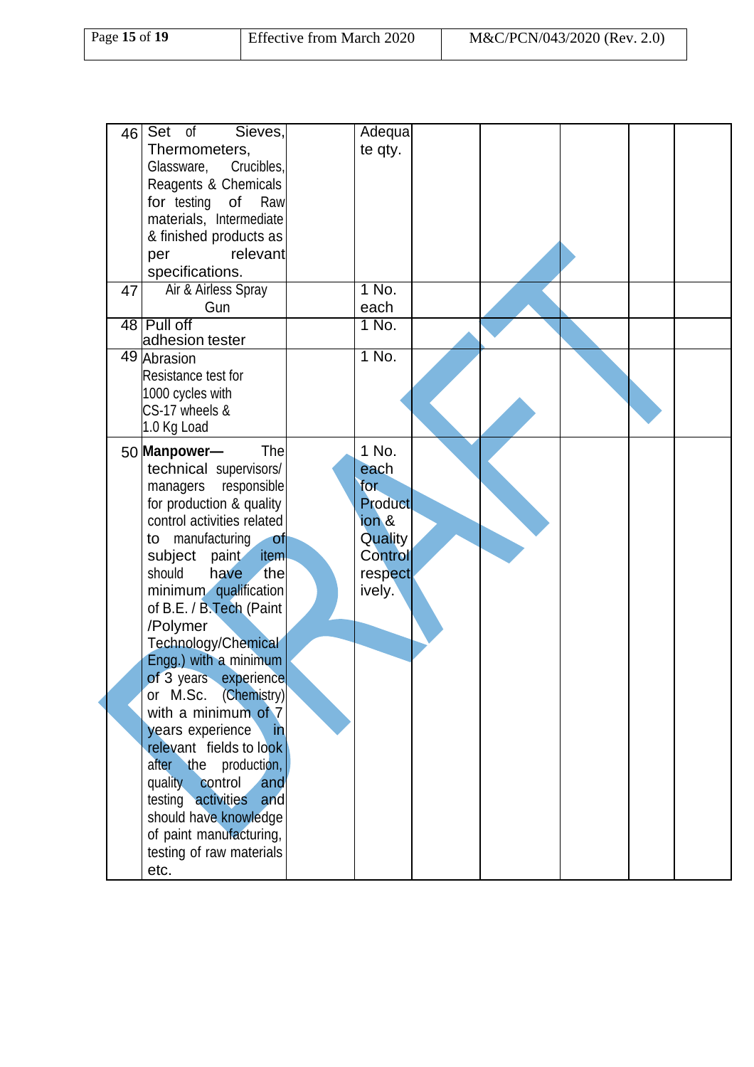| 46 | Set of Sieves, Thermometers, Glassware, Crucibles, Reagents & Chemicals for testing of Raw materials, Intermediate & finished products as per relevant specifications. | | Adequate qty. | | | | | |
|---|---|---|---|---|---|---|---|---|
| 47 | Air & Airless Spray Gun | | 1 No. each | | | | | |
| 48 | Pull off adhesion tester | | 1 No. | | | | | |
| 49 | Abrasion Resistance test for 1000 cycles with CS-17 wheels & 1.0 Kg Load | | 1 No. | | | | | |
| 50 | **Manpower—** The technical supervisors/ managers responsible for production & quality control activities related to manufacturing of subject paint item should have the minimum qualification of B.E. / B.Tech (Paint /Polymer Technology/Chemical Engg.) with a minimum of 3 years experience or M.Sc. (Chemistry) with a minimum of 7 years experience in relevant fields to look after the production, quality control and testing activities and should have knowledge of paint manufacturing, testing of raw materials etc. | | 1 No. each for Production & Quality Control respectively. | | | | | |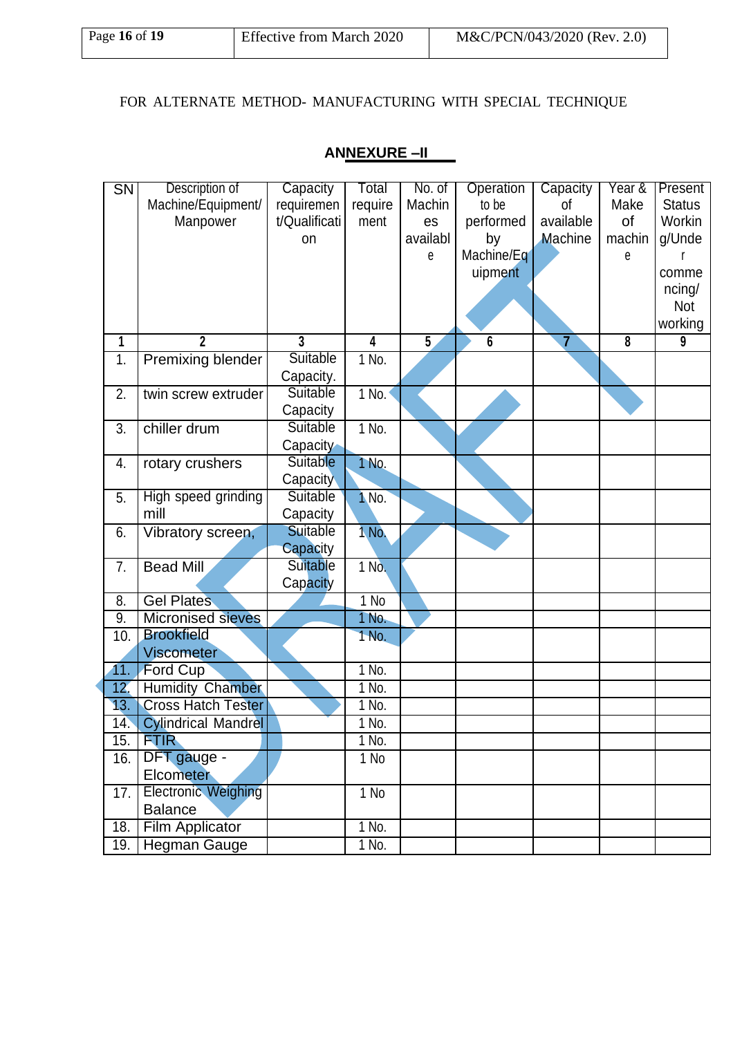FOR ALTERNATE METHOD- MANUFACTURING WITH SPECIAL TECHNIQUE

## ANNEXURE –II

| SN | Description of Machine/Equipment/ Manpower | Capacity requirement/Qualification | Total requirement | No. of Machines available | Operation to be performed by Machine/Equipment | Capacity of available Machine | Year & Make of machine | Present Status Working/Under commencing/ Not working |
|---|---|---|---|---|---|---|---|---|
| 1 | 2 | 3 | 4 | 5 | 6 | 7 | 8 | 9 |
| 1. | Premixing blender | Suitable Capacity. | 1 No. | | | | | |
| 2. | twin screw extruder | Suitable Capacity | 1 No. | | | | | |
| 3. | chiller drum | Suitable Capacity | 1 No. | | | | | |
| 4. | rotary crushers | Suitable Capacity | 1 No. | | | | | |
| 5. | High speed grinding mill | Suitable Capacity | 1 No. | | | | | |
| 6. | Vibratory screen, | Suitable Capacity | 1 No. | | | | | |
| 7. | Bead Mill | Suitable Capacity | 1 No. | | | | | |
| 8. | Gel Plates | | 1 No | | | | | |
| 9. | Micronised sieves | | 1 No. | | | | | |
| 10. | Brookfield Viscometer | | 1 No. | | | | | |
| 11. | Ford Cup | | 1 No. | | | | | |
| 12. | Humidity Chamber | | 1 No. | | | | | |
| 13. | Cross Hatch Tester | | 1 No. | | | | | |
| 14. | Cylindrical Mandrel | | 1 No. | | | | | |
| 15. | FTIR | | 1 No. | | | | | |
| 16. | DFT gauge - Elcometer | | 1 No | | | | | |
| 17. | Electronic Weighing Balance | | 1 No | | | | | |
| 18. | Film Applicator | | 1 No. | | | | | |
| 19. | Hegman Gauge | | 1 No. | | | | | |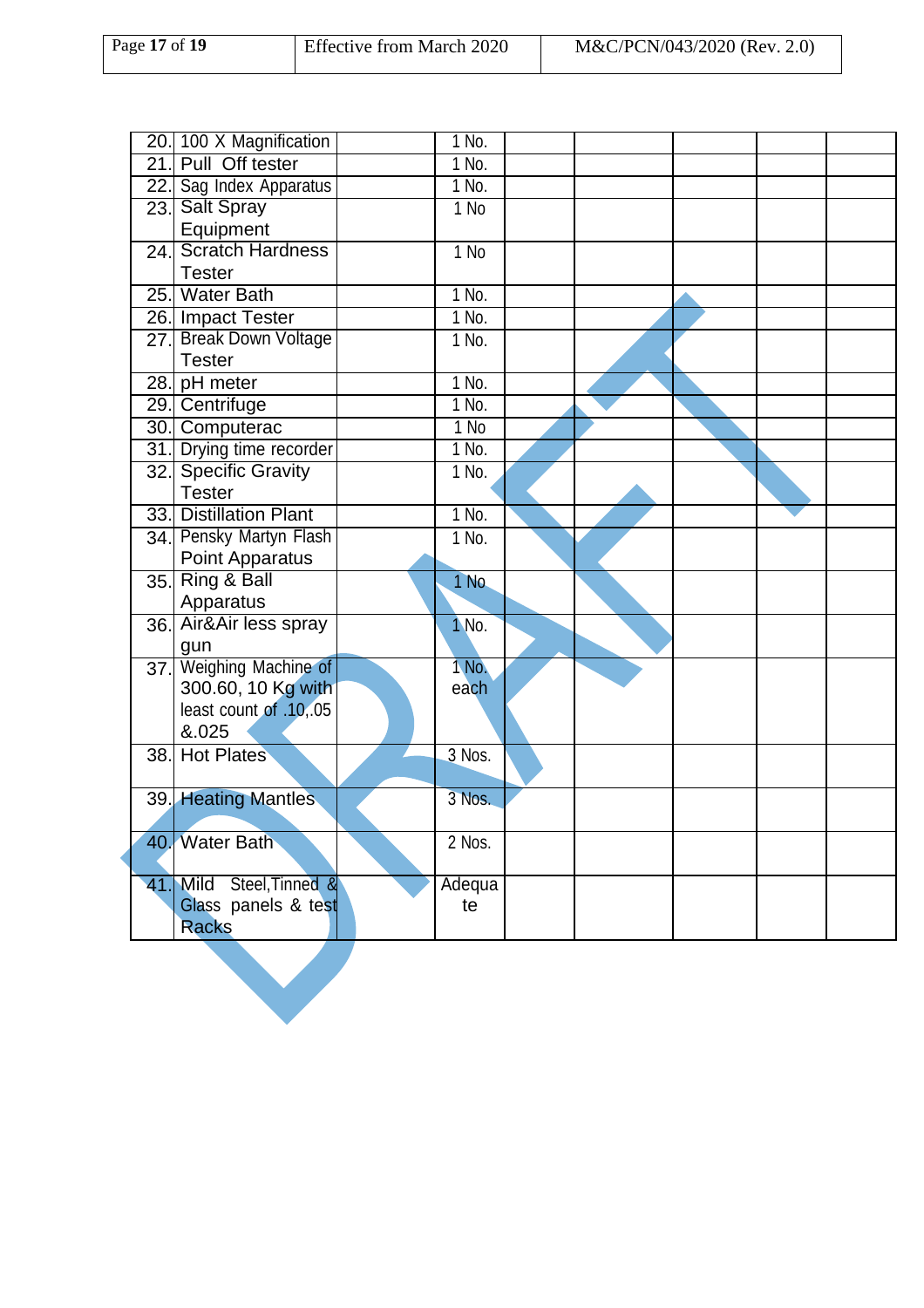| 20. | 100 X Magnification | | 1 No. | | | | | |
|---|---|---|---|---|---|---|---|---|
| 21. | Pull Off tester | | 1 No. | | | | | |
| 22. | Sag Index Apparatus | | 1 No. | | | | | |
| 23. | Salt Spray Equipment | | 1 No | | | | | |
| 24. | Scratch Hardness Tester | | 1 No | | | | | |
| 25. | Water Bath | | 1 No. | | | | | |
| 26. | Impact Tester | | 1 No. | | | | | |
| 27. | Break Down Voltage Tester | | 1 No. | | | | | |
| 28. | pH meter | | 1 No. | | | | | |
| 29. | Centrifuge | | 1 No. | | | | | |
| 30. | Computerac | | 1 No | | | | | |
| 31. | Drying time recorder | | 1 No. | | | | | |
| 32. | Specific Gravity Tester | | 1 No. | | | | | |
| 33. | Distillation Plant | | 1 No. | | | | | |
| 34. | Pensky Martyn Flash Point Apparatus | | 1 No. | | | | | |
| 35. | Ring & Ball Apparatus | | 1 No | | | | | |
| 36. | Air&Air less spray gun | | 1 No. | | | | | |
| 37. | Weighing Machine of 300.60, 10 Kg with least count of .10,.05 &.025 | | 1 No. each | | | | | |
| 38. | Hot Plates | | 3 Nos. | | | | | |
| 39. | Heating Mantles | | 3 Nos. | | | | | |
| 40. | Water Bath | | 2 Nos. | | | | | |
| 41. | Mild Steel,Tinned & Glass panels & test Racks | | Adequate | | | | | |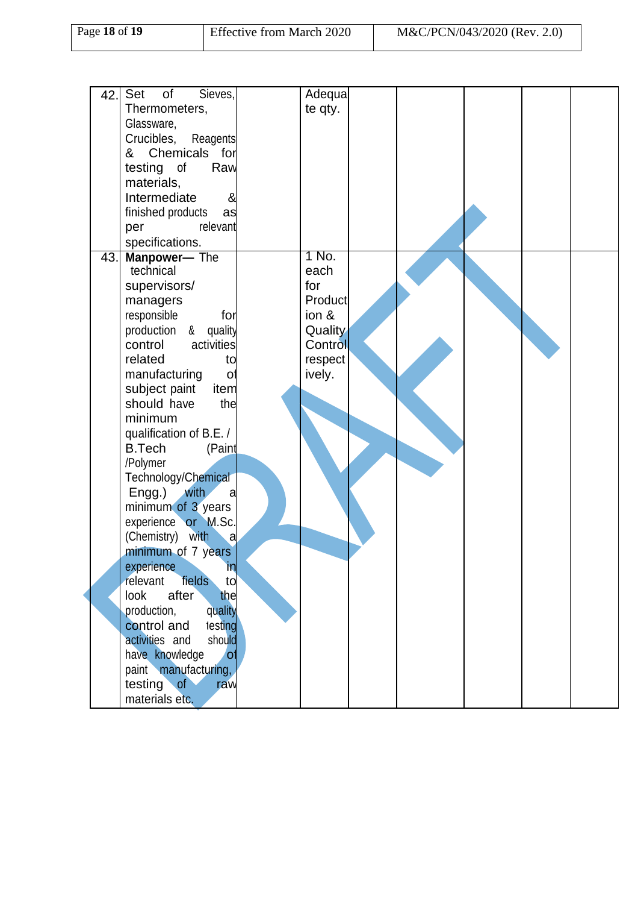| 42. | Set of Sieves, Thermometers, Glassware, Crucibles, Reagents & Chemicals for testing of Raw materials, Intermediate & finished products as per relevant specifications. | | Adequate qty. | | | | | |
|---|---|---|---|---|---|---|---|---|
| 43. | **Manpower—** The technical supervisors/ managers responsible for production & quality control activities related to manufacturing of subject paint item should have the minimum qualification of B.E. / B.Tech (Paint /Polymer Technology/Chemical Engg.) with a minimum of 3 years experience or M.Sc. (Chemistry) with a minimum of 7 years experience in relevant fields to look after the production, quality control and testing activities and should have knowledge of paint manufacturing, testing of raw materials etc. | | 1 No. each for Production & Quality Control respectively. | | | | | |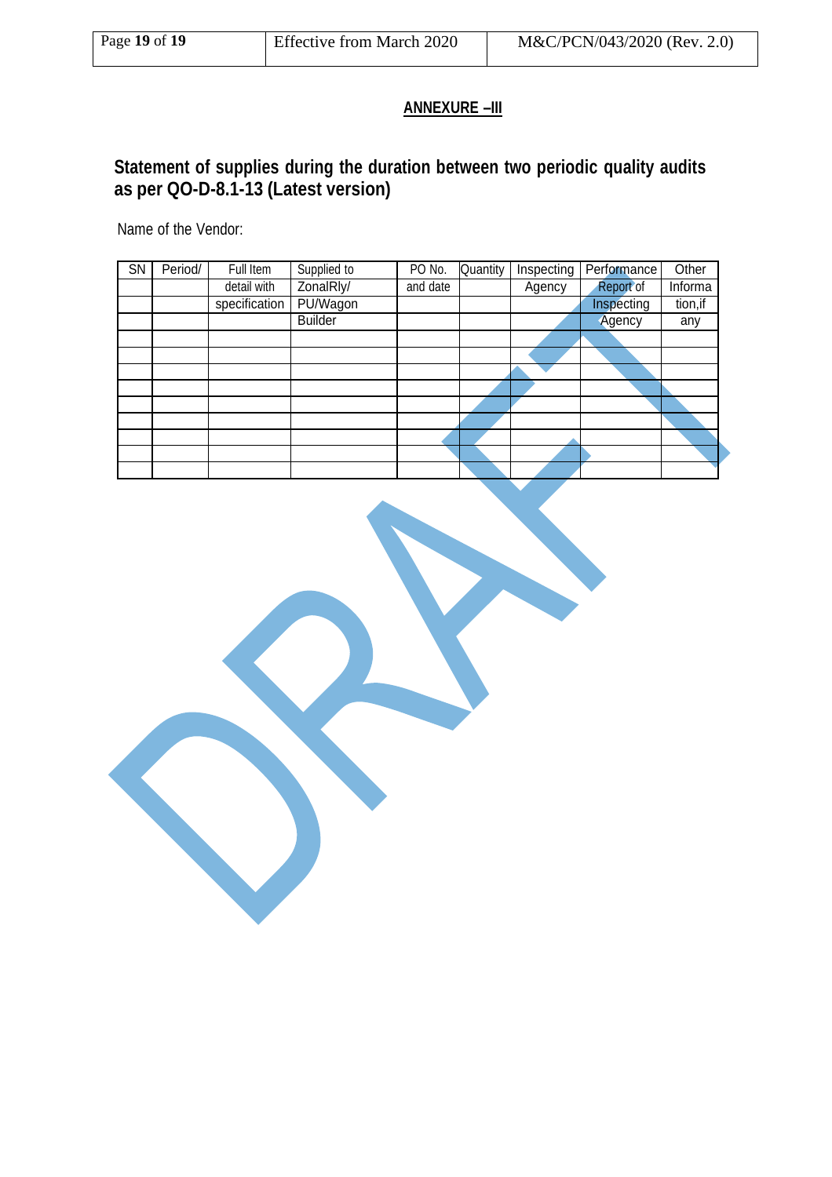## ANNEXURE –III

## Statement of supplies during the duration between two periodic quality audits as per QO-D-8.1-13 (Latest version)

Name of the Vendor:

| SN | Period/ | Full Item detail with specification | Supplied to ZonalRly/ PU/Wagon Builder | PO No. and date | Quantity | Inspecting Agency | Performance Report of Inspecting Agency | Other Information,if any |
|---|---|---|---|---|---|---|---|---|
| | | | | | | | | |
| | | | | | | | | |
| | | | | | | | | |
| | | | | | | | | |
| | | | | | | | | |
| | | | | | | | | |
| | | | | | | | | |
| | | | | | | | | |
| | | | | | | | | |